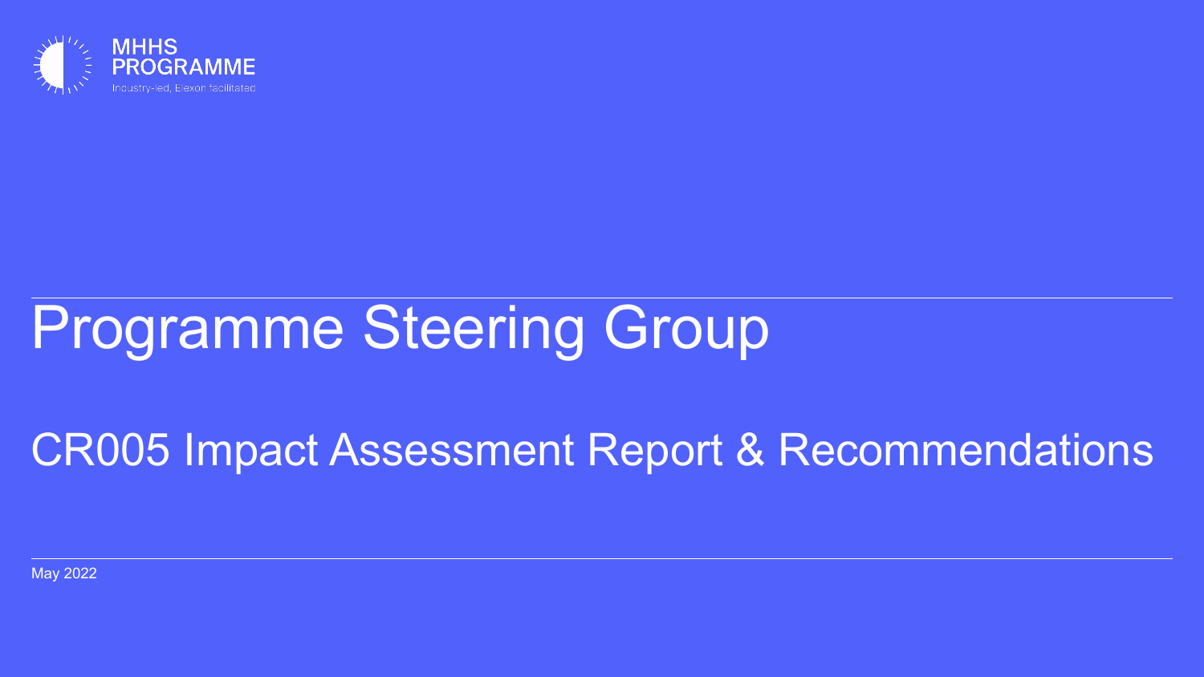MHHS PROGRAMME

Industry-led, Elexon facilitated

# Programme Steering Group

## CR005 Impact Assessment Report & Recommendations

May 2022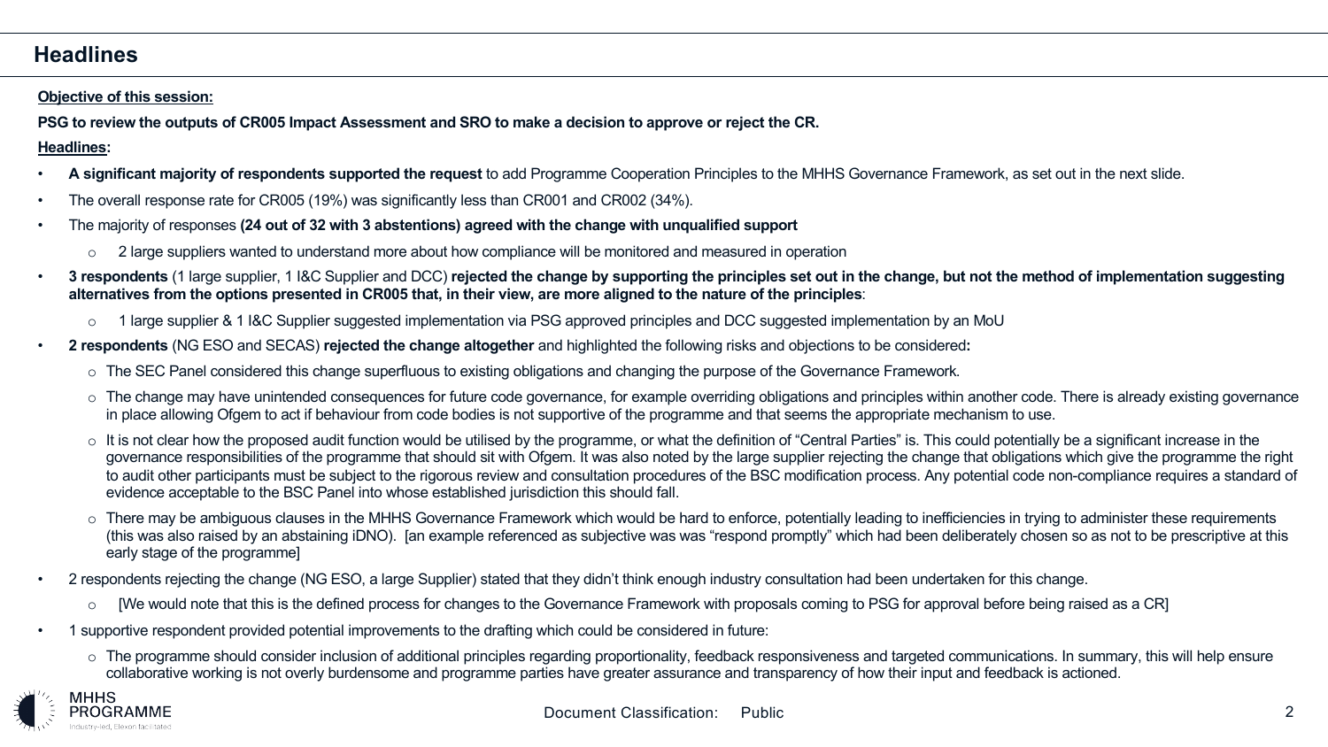## Headlines

**Objective of this session:**

**PSG to review the outputs of CR005 Impact Assessment and SRO to make a decision to approve or reject the CR.**

**Headlines:**

- **A significant majority of respondents supported the request** to add Programme Cooperation Principles to the MHHS Governance Framework, as set out in the next slide.
- The overall response rate for CR005 (19%) was significantly less than CR001 and CR002 (34%).
- The majority of responses **(24 out of 32 with 3 abstentions) agreed with the change with unqualified support**
  - 2 large suppliers wanted to understand more about how compliance will be monitored and measured in operation
- **3 respondents** (1 large supplier, 1 I&C Supplier and DCC) **rejected the change by supporting the principles set out in the change, but not the method of implementation suggesting alternatives from the options presented in CR005 that, in their view, are more aligned to the nature of the principles**:
  - 1 large supplier & 1 I&C Supplier suggested implementation via PSG approved principles and DCC suggested implementation by an MoU
- **2 respondents** (NG ESO and SECAS) **rejected the change altogether** and highlighted the following risks and objections to be considered**:**
  - The SEC Panel considered this change superfluous to existing obligations and changing the purpose of the Governance Framework.
  - The change may have unintended consequences for future code governance, for example overriding obligations and principles within another code. There is already existing governance in place allowing Ofgem to act if behaviour from code bodies is not supportive of the programme and that seems the appropriate mechanism to use.
  - It is not clear how the proposed audit function would be utilised by the programme, or what the definition of "Central Parties" is. This could potentially be a significant increase in the governance responsibilities of the programme that should sit with Ofgem. It was also noted by the large supplier rejecting the change that obligations which give the programme the right to audit other participants must be subject to the rigorous review and consultation procedures of the BSC modification process. Any potential code non-compliance requires a standard of evidence acceptable to the BSC Panel into whose established jurisdiction this should fall.
  - There may be ambiguous clauses in the MHHS Governance Framework which would be hard to enforce, potentially leading to inefficiencies in trying to administer these requirements (this was also raised by an abstaining iDNO). [an example referenced as subjective was was "respond promptly" which had been deliberately chosen so as not to be prescriptive at this early stage of the programme]
- 2 respondents rejecting the change (NG ESO, a large Supplier) stated that they didn't think enough industry consultation had been undertaken for this change.
  - [We would note that this is the defined process for changes to the Governance Framework with proposals coming to PSG for approval before being raised as a CR]
- 1 supportive respondent provided potential improvements to the drafting which could be considered in future:
  - The programme should consider inclusion of additional principles regarding proportionality, feedback responsiveness and targeted communications. In summary, this will help ensure collaborative working is not overly burdensome and programme parties have greater assurance and transparency of how their input and feedback is actioned.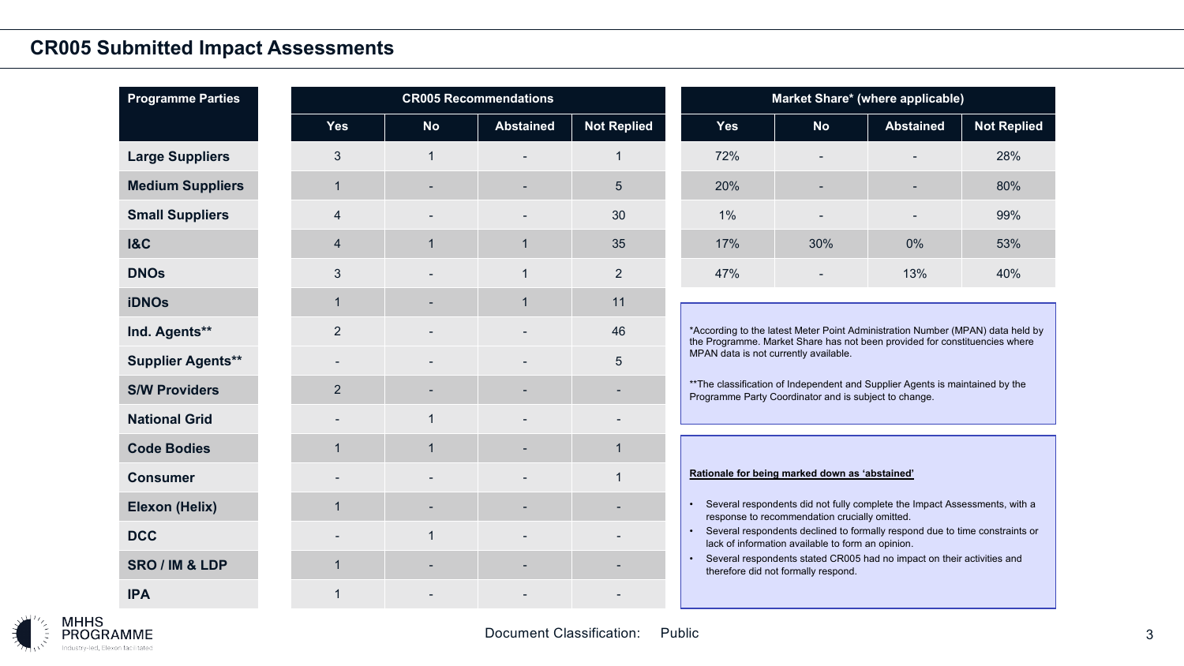## CR005 Submitted Impact Assessments

| Programme Parties | CR005 Recommendations | | | | Market Share* (where applicable) | | | |
|---|---|---|---|---|---|---|---|---|
| | Yes | No | Abstained | Not Replied | Yes | No | Abstained | Not Replied |
| **Large Suppliers** | 3 | 1 | - | 1 | 72% | - | - | 28% |
| **Medium Suppliers** | 1 | - | - | 5 | 20% | - | - | 80% |
| **Small Suppliers** | 4 | - | - | 30 | 1% | - | - | 99% |
| **I&C** | 4 | 1 | 1 | 35 | 17% | 30% | 0% | 53% |
| **DNOs** | 3 | - | 1 | 2 | 47% | - | 13% | 40% |
| **iDNOs** | 1 | - | 1 | 11 | | | | |
| **Ind. Agents**** | 2 | - | - | 46 | | | | |
| **Supplier Agents**** | - | - | - | 5 | | | | |
| **S/W Providers** | 2 | - | - | - | | | | |
| **National Grid** | - | 1 | - | - | | | | |
| **Code Bodies** | 1 | 1 | - | 1 | | | | |
| **Consumer** | - | - | - | 1 | | | | |
| **Elexon (Helix)** | 1 | - | - | - | | | | |
| **DCC** | - | 1 | - | - | | | | |
| **SRO / IM & LDP** | 1 | - | - | - | | | | |
| **IPA** | 1 | - | - | - | | | | |

*According to the latest Meter Point Administration Number (MPAN) data held by the Programme. Market Share has not been provided for constituencies where MPAN data is not currently available.

**The classification of Independent and Supplier Agents is maintained by the Programme Party Coordinator and is subject to change.

**Rationale for being marked down as 'abstained'**

- Several respondents did not fully complete the Impact Assessments, with a response to recommendation crucially omitted.
- Several respondents declined to formally respond due to time constraints or lack of information available to form an opinion.
- Several respondents stated CR005 had no impact on their activities and therefore did not formally respond.

Document Classification: Public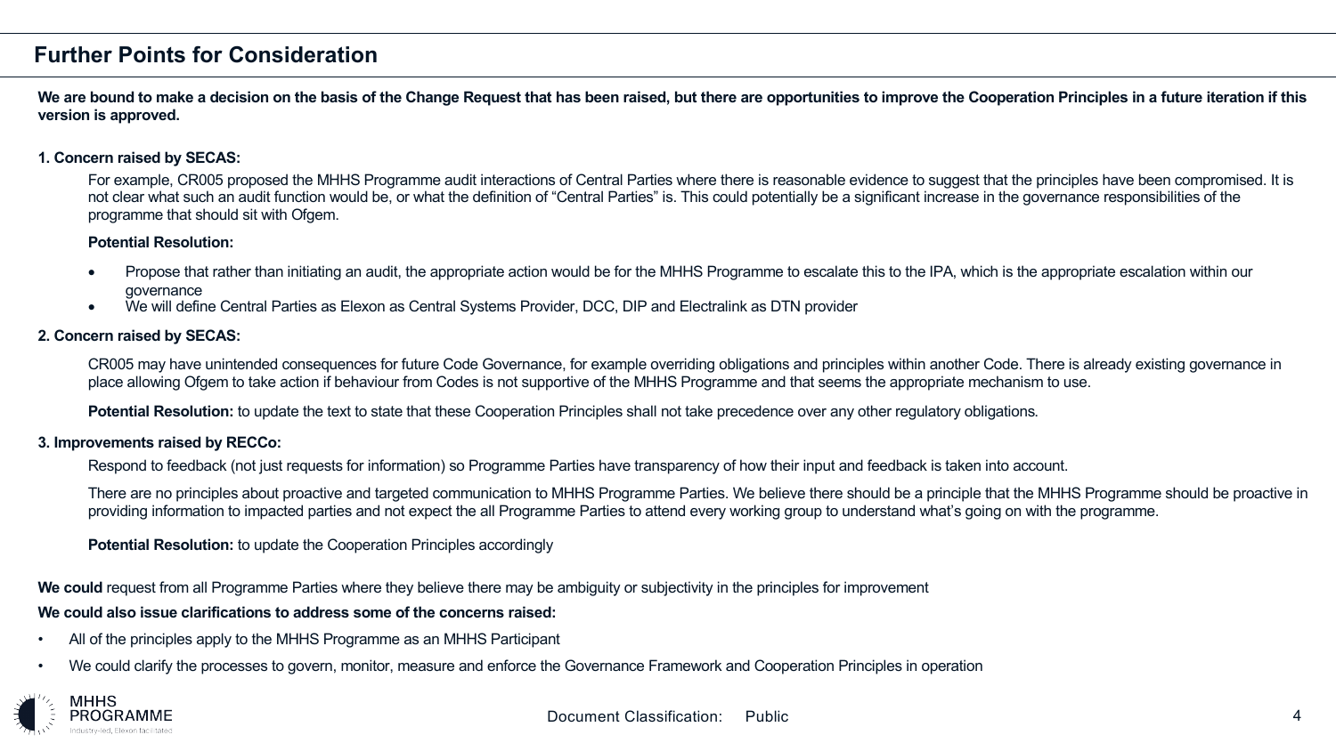## Further Points for Consideration

**We are bound to make a decision on the basis of the Change Request that has been raised, but there are opportunities to improve the Cooperation Principles in a future iteration if this version is approved.**

**1. Concern raised by SECAS:**

For example, CR005 proposed the MHHS Programme audit interactions of Central Parties where there is reasonable evidence to suggest that the principles have been compromised. It is not clear what such an audit function would be, or what the definition of "Central Parties" is. This could potentially be a significant increase in the governance responsibilities of the programme that should sit with Ofgem.

**Potential Resolution:**

- Propose that rather than initiating an audit, the appropriate action would be for the MHHS Programme to escalate this to the IPA, which is the appropriate escalation within our governance
- We will define Central Parties as Elexon as Central Systems Provider, DCC, DIP and Electralink as DTN provider

**2. Concern raised by SECAS:**

CR005 may have unintended consequences for future Code Governance, for example overriding obligations and principles within another Code. There is already existing governance in place allowing Ofgem to take action if behaviour from Codes is not supportive of the MHHS Programme and that seems the appropriate mechanism to use.

**Potential Resolution:** to update the text to state that these Cooperation Principles shall not take precedence over any other regulatory obligations.

**3. Improvements raised by RECCo:**

Respond to feedback (not just requests for information) so Programme Parties have transparency of how their input and feedback is taken into account.

There are no principles about proactive and targeted communication to MHHS Programme Parties. We believe there should be a principle that the MHHS Programme should be proactive in providing information to impacted parties and not expect the all Programme Parties to attend every working group to understand what's going on with the programme.

**Potential Resolution:** to update the Cooperation Principles accordingly

**We could** request from all Programme Parties where they believe there may be ambiguity or subjectivity in the principles for improvement

**We could also issue clarifications to address some of the concerns raised:**

- All of the principles apply to the MHHS Programme as an MHHS Participant
- We could clarify the processes to govern, monitor, measure and enforce the Governance Framework and Cooperation Principles in operation